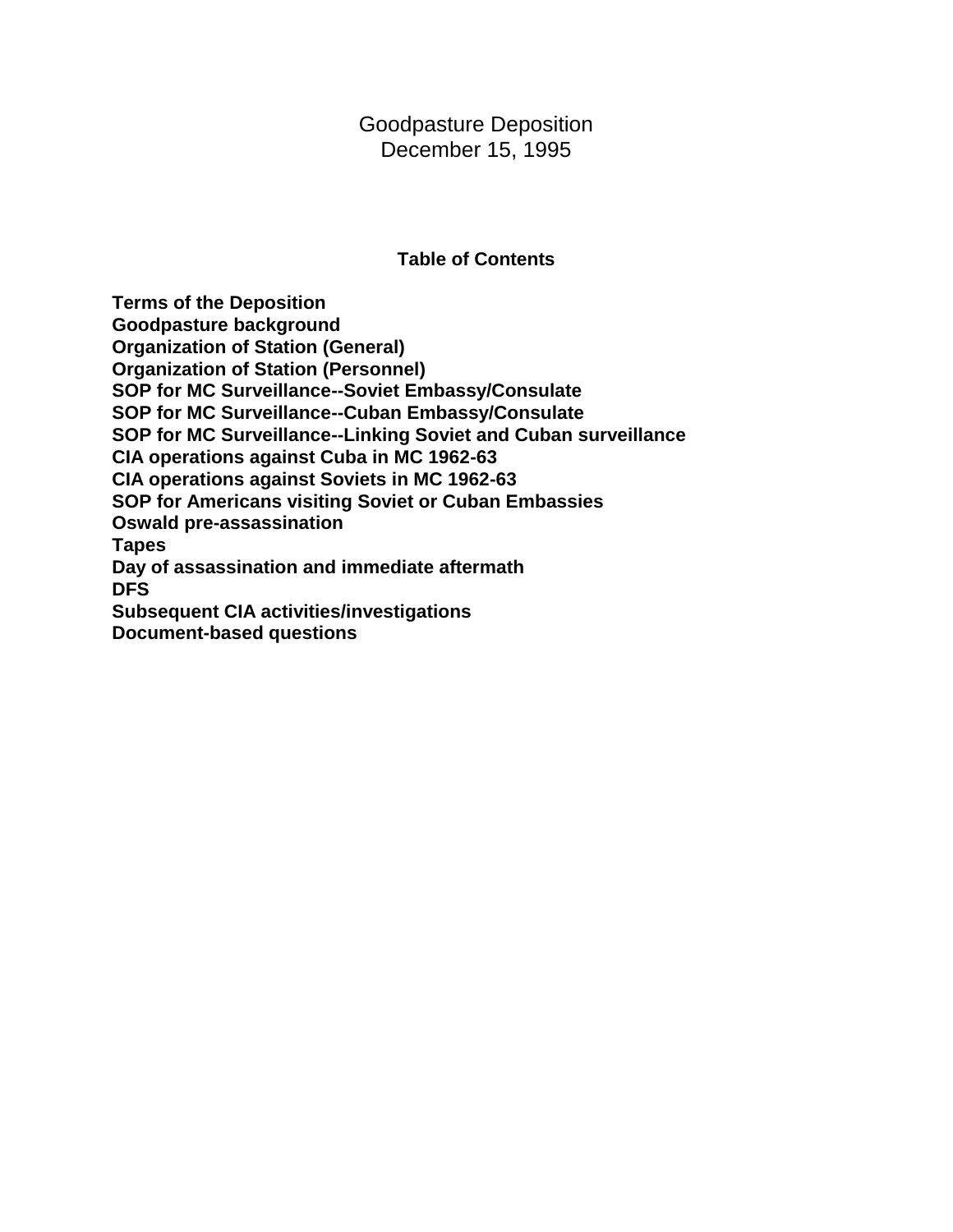# Goodpasture Deposition
December 15, 1995

## Table of Contents

**Terms of the Deposition**
**Goodpasture background**
**Organization of Station (General)**
**Organization of Station (Personnel)**
**SOP for MC Surveillance--Soviet Embassy/Consulate**
**SOP for MC Surveillance--Cuban Embassy/Consulate**
**SOP for MC Surveillance--Linking Soviet and Cuban surveillance**
**CIA operations against Cuba in MC 1962-63**
**CIA operations against Soviets in MC 1962-63**
**SOP for Americans visiting Soviet or Cuban Embassies**
**Oswald pre-assassination**
**Tapes**
**Day of assassination and immediate aftermath**
**DFS**
**Subsequent CIA activities/investigations**
**Document-based questions**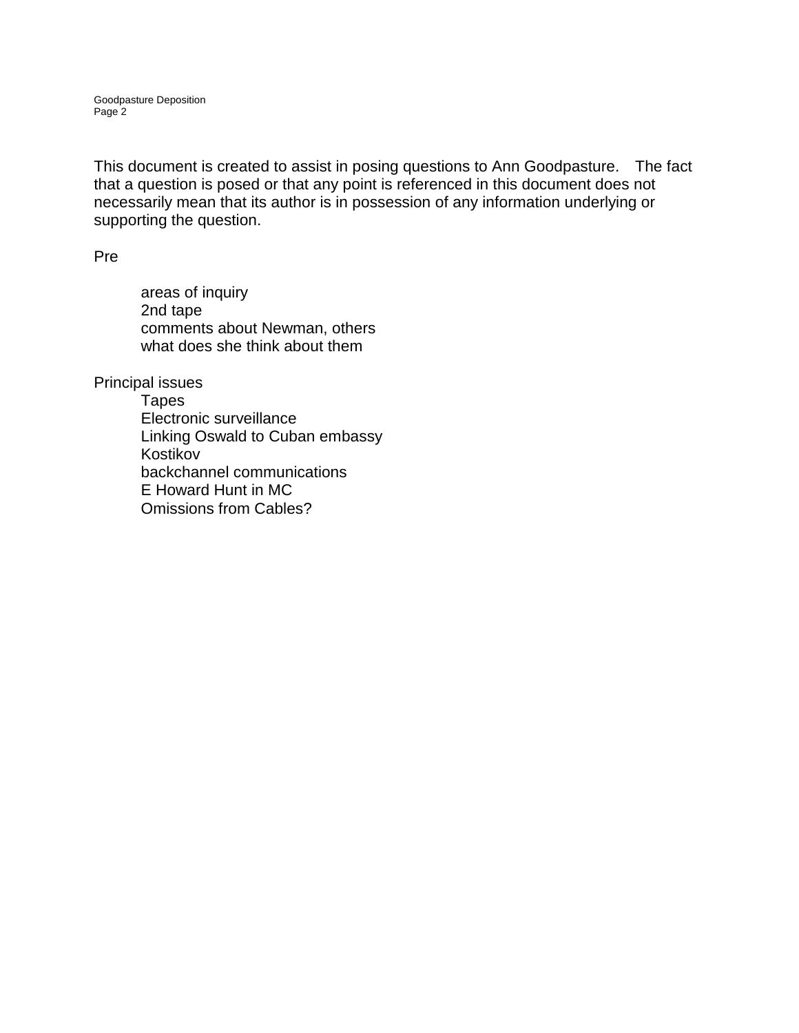This document is created to assist in posing questions to Ann Goodpasture. The fact that a question is posed or that any point is referenced in this document does not necessarily mean that its author is in possession of any information underlying or supporting the question.

Pre

- areas of inquiry
- 2nd tape
- comments about Newman, others
- what does she think about them

Principal issues

- Tapes
- Electronic surveillance
- Linking Oswald to Cuban embassy
- Kostikov
- backchannel communications
- E Howard Hunt in MC
- Omissions from Cables?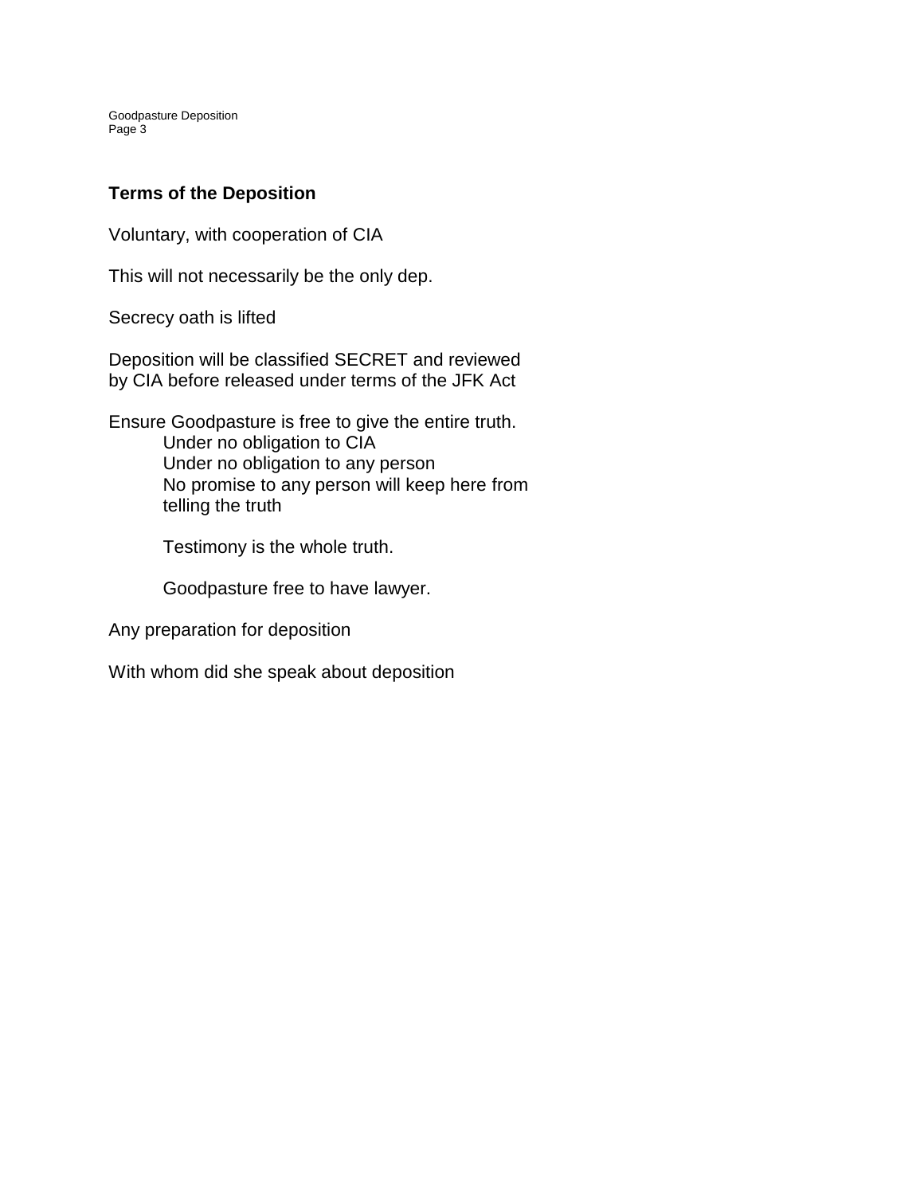## Terms of the Deposition

Voluntary, with cooperation of CIA

This will not necessarily be the only dep.

Secrecy oath is lifted

Deposition will be classified SECRET and reviewed by CIA before released under terms of the JFK Act

Ensure Goodpasture is free to give the entire truth.

- Under no obligation to CIA
- Under no obligation to any person
- No promise to any person will keep here from telling the truth

- Testimony is the whole truth.

- Goodpasture free to have lawyer.

Any preparation for deposition

With whom did she speak about deposition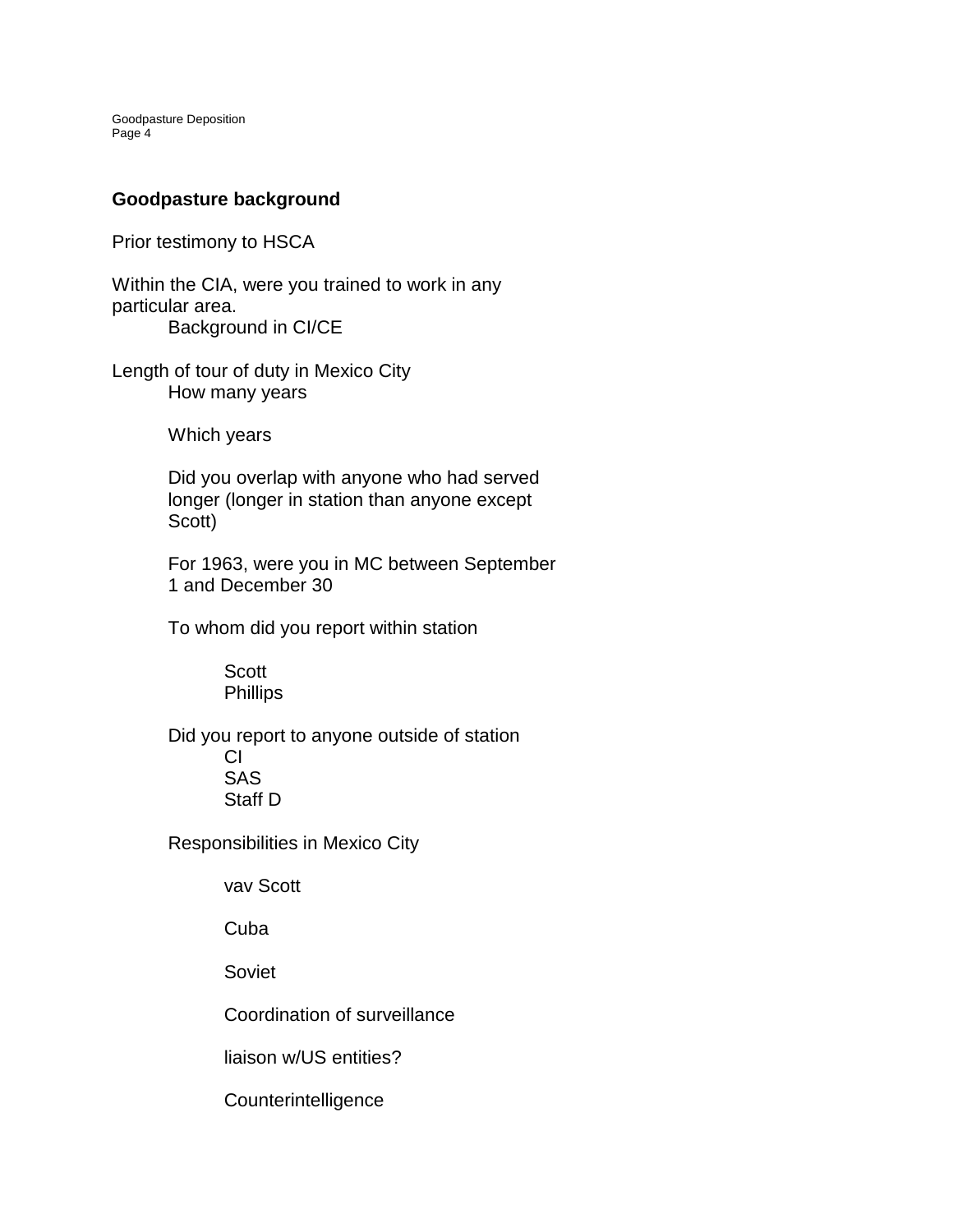## Goodpasture background

Prior testimony to HSCA

Within the CIA, were you trained to work in any particular area.

- Background in CI/CE

Length of tour of duty in Mexico City

- How many years
- Which years
- Did you overlap with anyone who had served longer (longer in station than anyone except Scott)
- For 1963, were you in MC between September 1 and December 30
- To whom did you report within station
  - Scott
  - Phillips
- Did you report to anyone outside of station
  - CI
  - SAS
  - Staff D
- Responsibilities in Mexico City
  - vav Scott
  - Cuba
  - Soviet
  - Coordination of surveillance
  - liaison w/US entities?
  - Counterintelligence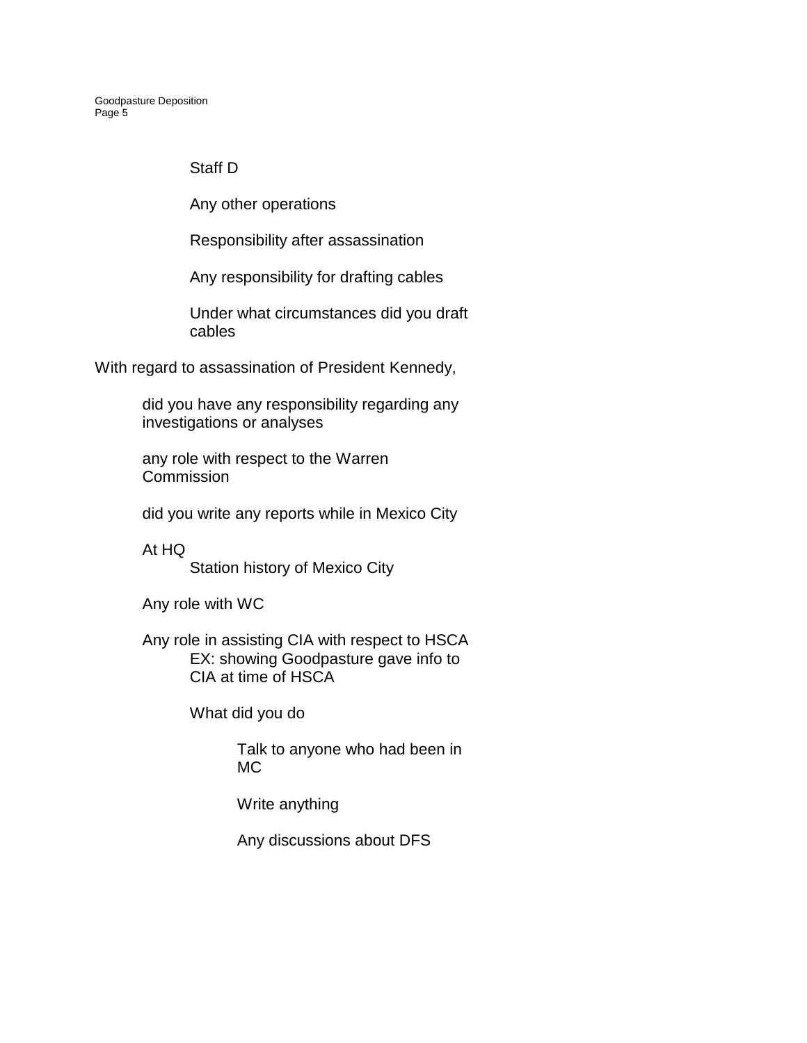- Staff D
- Any other operations
- Responsibility after assassination
- Any responsibility for drafting cables
- Under what circumstances did you draft cables

With regard to assassination of President Kennedy,

- did you have any responsibility regarding any investigations or analyses
- any role with respect to the Warren Commission
- did you write any reports while in Mexico City
- At HQ
  - Station history of Mexico City
- Any role with WC
- Any role in assisting CIA with respect to HSCA
  - EX: showing Goodpasture gave info to CIA at time of HSCA
  - What did you do
    - Talk to anyone who had been in MC
    - Write anything
    - Any discussions about DFS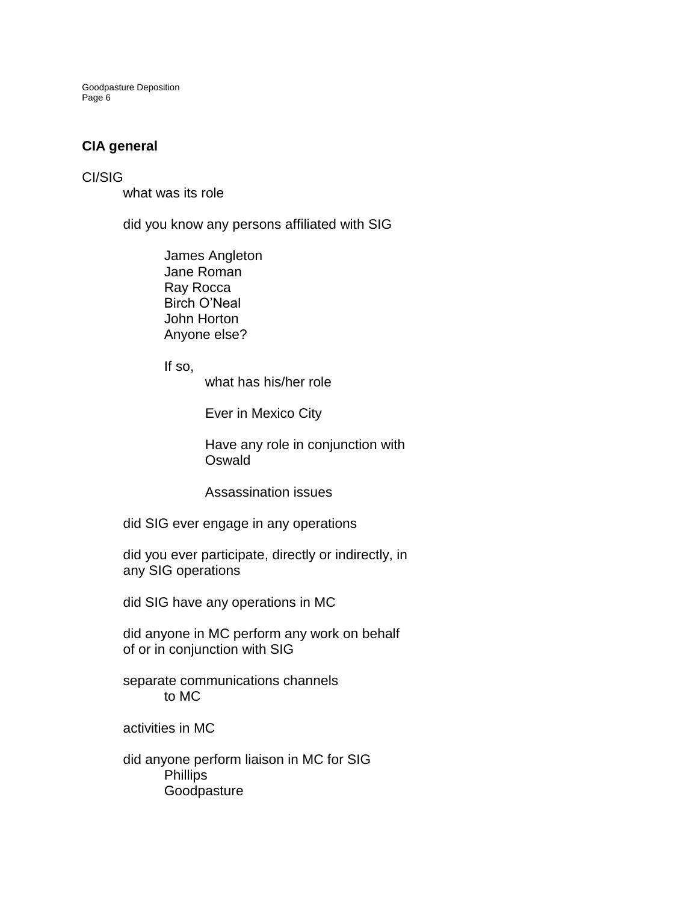**CIA general**

CI/SIG

- what was its role
- did you know any persons affiliated with SIG
    - James Angleton
    - Jane Roman
    - Ray Rocca
    - Birch O'Neal
    - John Horton
    - Anyone else?
    - If so,
        - what has his/her role
        - Ever in Mexico City
        - Have any role in conjunction with Oswald
        - Assassination issues
- did SIG ever engage in any operations
- did you ever participate, directly or indirectly, in any SIG operations
- did SIG have any operations in MC
- did anyone in MC perform any work on behalf of or in conjunction with SIG
- separate communications channels
    - to MC
- activities in MC
- did anyone perform liaison in MC for SIG
    - Phillips
    - Goodpasture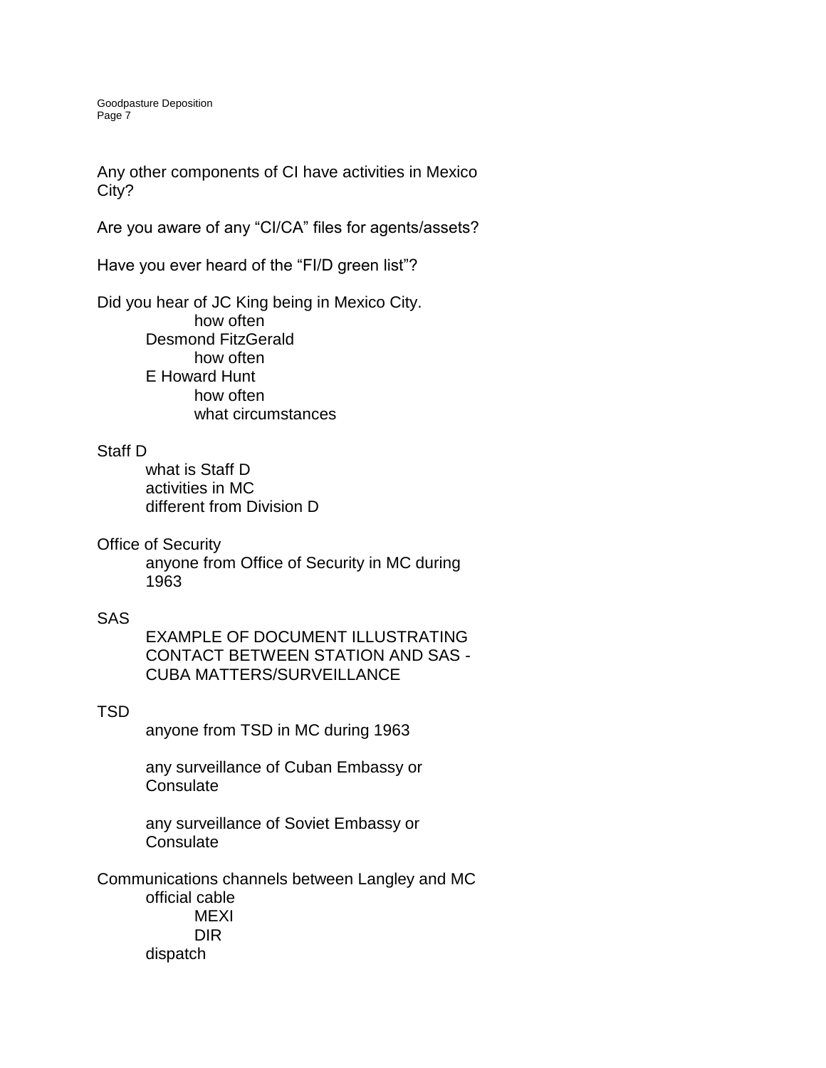Any other components of CI have activities in Mexico City?

Are you aware of any "CI/CA" files for agents/assets?

Have you ever heard of the "FI/D green list"?

Did you hear of JC King being in Mexico City.
- how often
- Desmond FitzGerald
  - how often
- E Howard Hunt
  - how often
  - what circumstances

Staff D
- what is Staff D
- activities in MC
- different from Division D

Office of Security
- anyone from Office of Security in MC during 1963

SAS
- EXAMPLE OF DOCUMENT ILLUSTRATING CONTACT BETWEEN STATION AND SAS - CUBA MATTERS/SURVEILLANCE

TSD
- anyone from TSD in MC during 1963
- any surveillance of Cuban Embassy or Consulate
- any surveillance of Soviet Embassy or Consulate

Communications channels between Langley and MC
- official cable
  - MEXI
  - DIR
- dispatch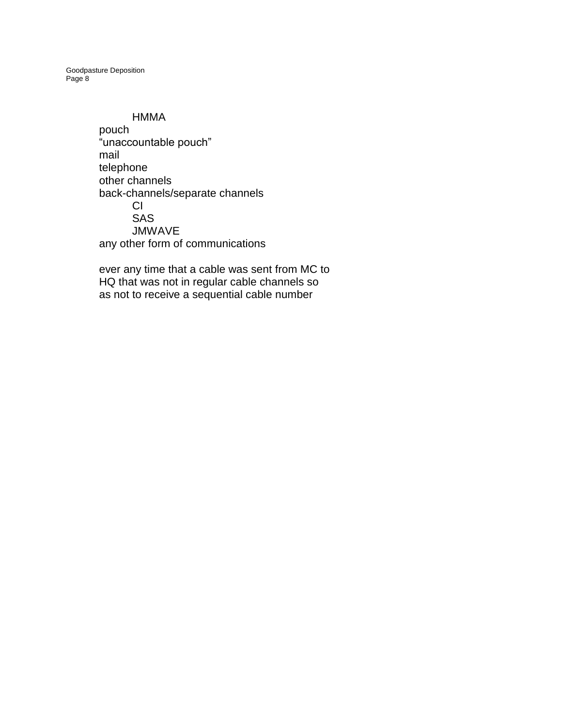HMMA
pouch
"unaccountable pouch"
mail
telephone
other channels
back-channels/separate channels
    CI
    SAS
    JMWAVE
any other form of communications

ever any time that a cable was sent from MC to HQ that was not in regular cable channels so as not to receive a sequential cable number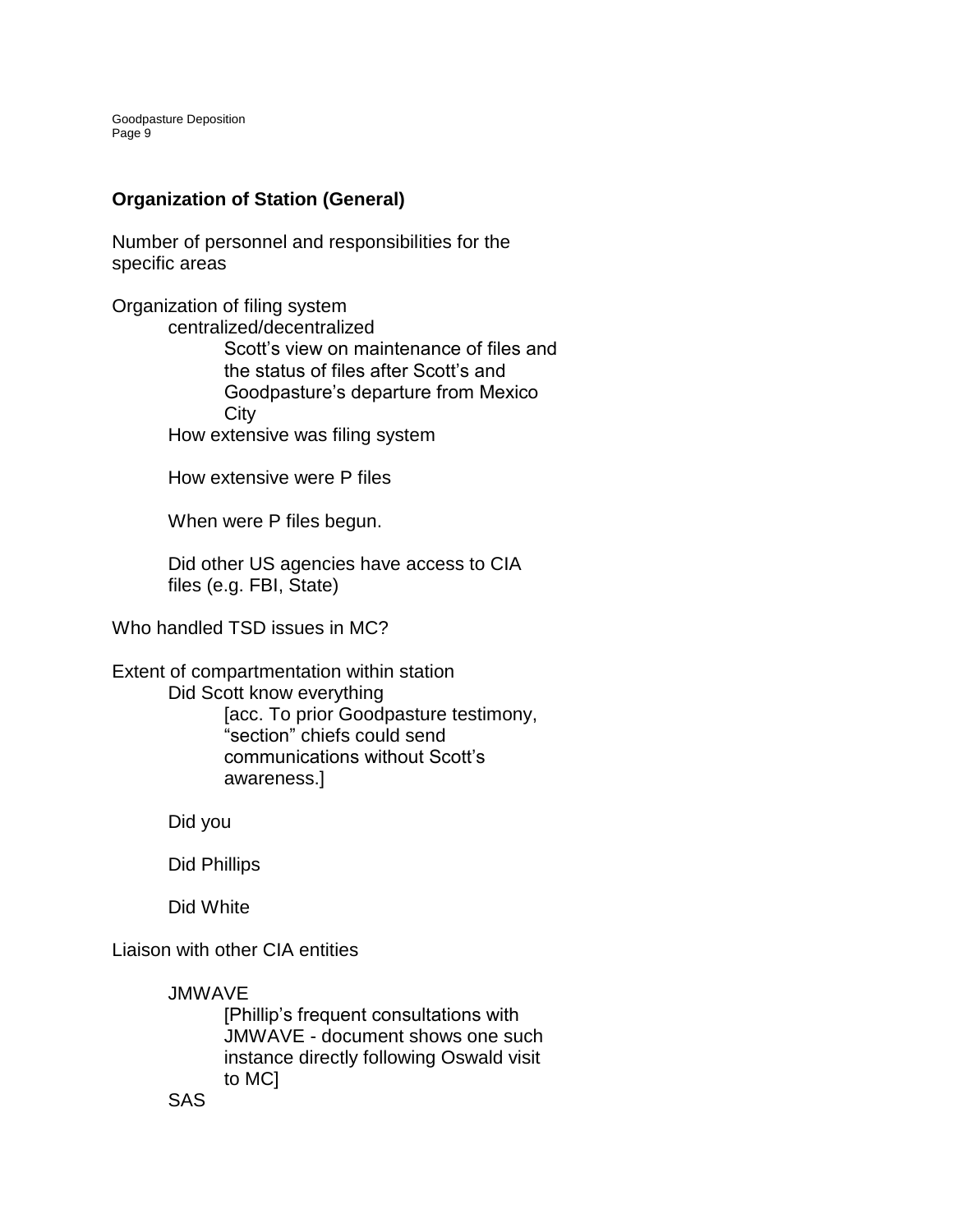**Organization of Station (General)**

Number of personnel and responsibilities for the specific areas

Organization of filing system

- centralized/decentralized
    - Scott's view on maintenance of files and the status of files after Scott's and Goodpasture's departure from Mexico City
- How extensive was filing system
- How extensive were P files
- When were P files begun.
- Did other US agencies have access to CIA files (e.g. FBI, State)

Who handled TSD issues in MC?

Extent of compartmentation within station

- Did Scott know everything
    - [acc. To prior Goodpasture testimony, "section" chiefs could send communications without Scott's awareness.]
- Did you
- Did Phillips
- Did White

Liaison with other CIA entities

- JMWAVE
    - [Phillip's frequent consultations with JMWAVE - document shows one such instance directly following Oswald visit to MC]
- SAS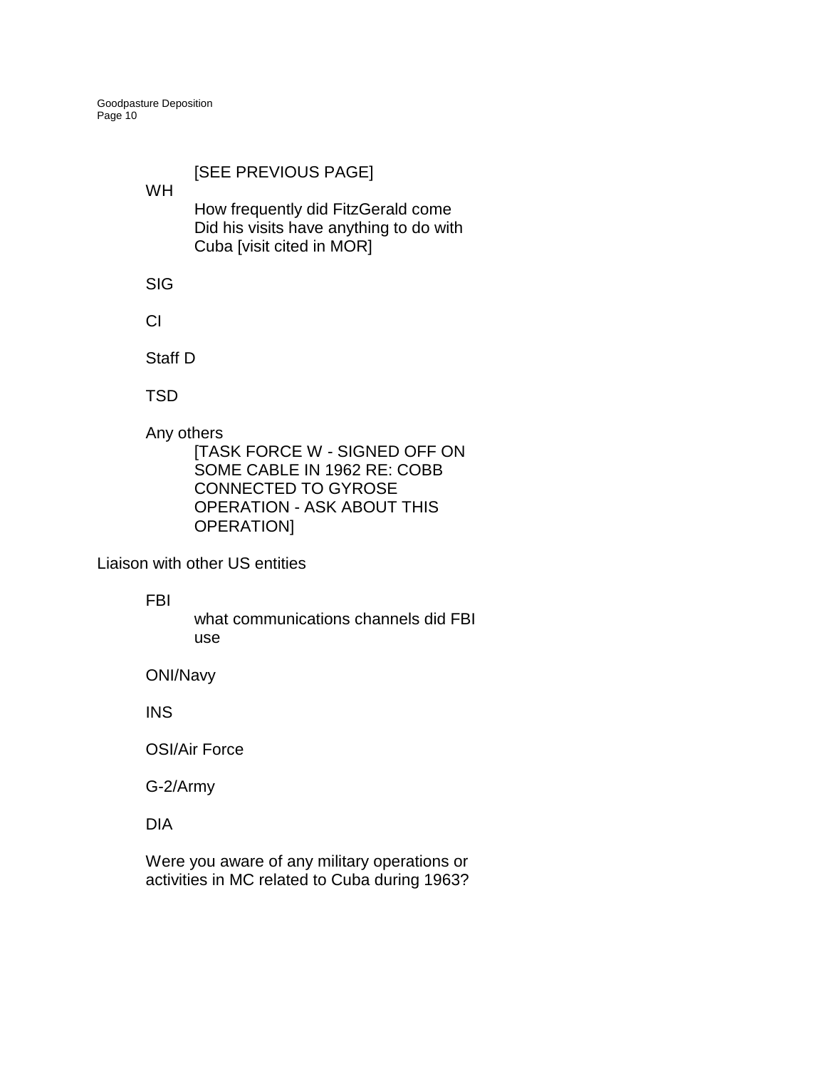[SEE PREVIOUS PAGE]

WH

How frequently did FitzGerald come
Did his visits have anything to do with Cuba [visit cited in MOR]

SIG

CI

Staff D

TSD

Any others

[TASK FORCE W - SIGNED OFF ON SOME CABLE IN 1962 RE: COBB CONNECTED TO GYROSE OPERATION - ASK ABOUT THIS OPERATION]

Liaison with other US entities

FBI

what communications channels did FBI use

ONI/Navy

INS

OSI/Air Force

G-2/Army

DIA

Were you aware of any military operations or activities in MC related to Cuba during 1963?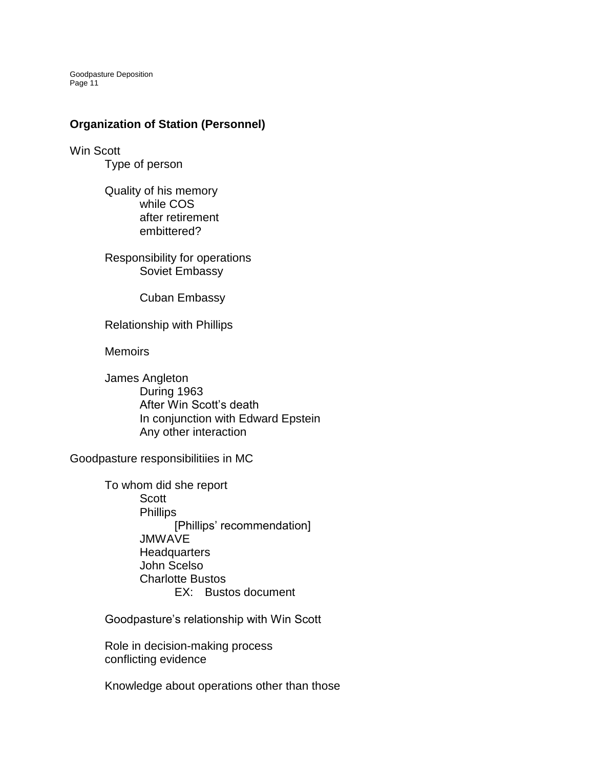## Organization of Station (Personnel)

Win Scott

- Type of person
- Quality of his memory
  - while COS
  - after retirement
  - embittered?
- Responsibility for operations
  - Soviet Embassy
  - Cuban Embassy
- Relationship with Phillips
- Memoirs
- James Angleton
  - During 1963
  - After Win Scott's death
  - In conjunction with Edward Epstein
  - Any other interaction

Goodpasture responsibilitiies in MC

- To whom did she report
  - Scott
  - Phillips
    - [Phillips' recommendation]
  - JMWAVE
  - Headquarters
  - John Scelso
  - Charlotte Bustos
    - EX: Bustos document
- Goodpasture's relationship with Win Scott
- Role in decision-making process
  conflicting evidence
- Knowledge about operations other than those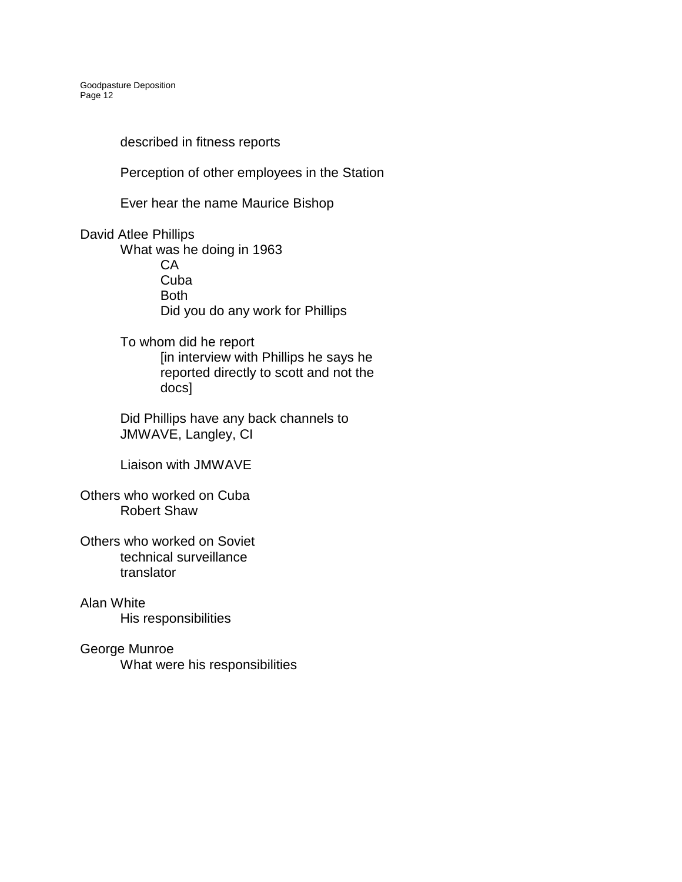- described in fitness reports

- Perception of other employees in the Station

- Ever hear the name Maurice Bishop

David Atlee Phillips
- What was he doing in 1963
  - CA
  - Cuba
  - Both
  - Did you do any work for Phillips

- To whom did he report
  - [in interview with Phillips he says he reported directly to scott and not the docs]

- Did Phillips have any back channels to JMWAVE, Langley, CI

- Liaison with JMWAVE

Others who worked on Cuba
- Robert Shaw

Others who worked on Soviet
- technical surveillance
- translator

Alan White
- His responsibilities

George Munroe
- What were his responsibilities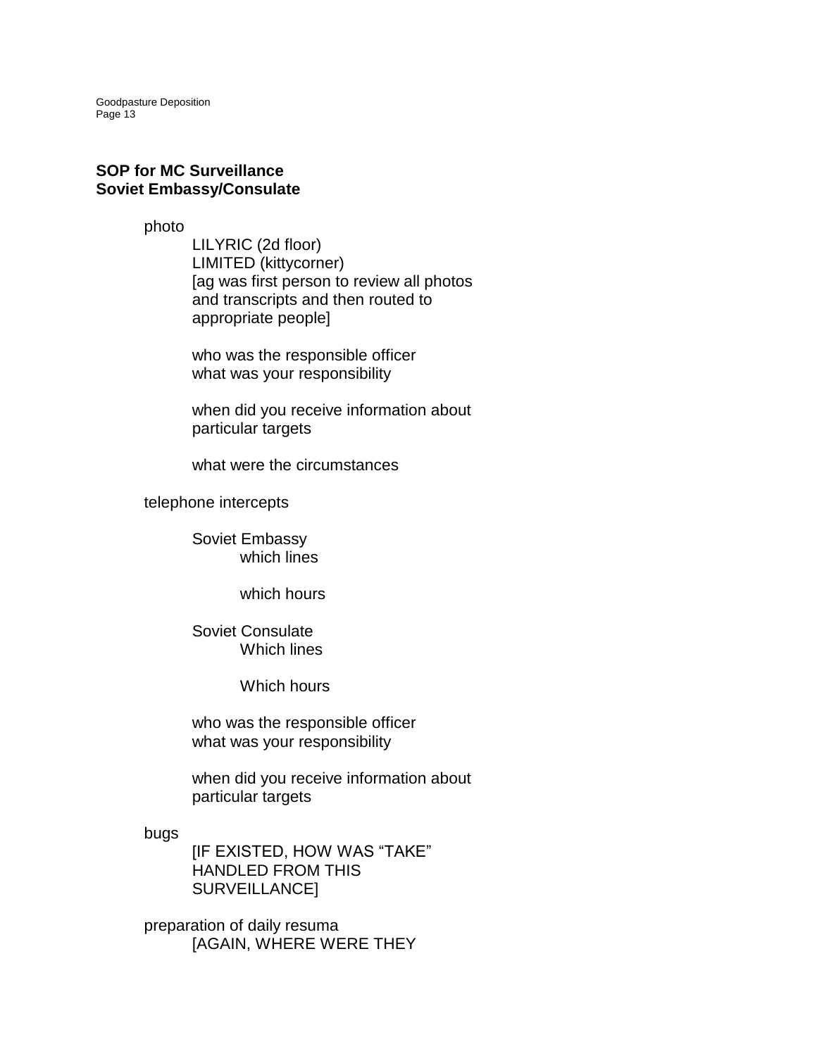**SOP for MC Surveillance**
**Soviet Embassy/Consulate**

- photo
    - LILYRIC (2d floor)
    - LIMITED (kittycorner)
    - [ag was first person to review all photos and transcripts and then routed to appropriate people]

    - who was the responsible officer
    - what was your responsibility

    - when did you receive information about particular targets

    - what were the circumstances

- telephone intercepts

    - Soviet Embassy
        - which lines

        - which hours

    - Soviet Consulate
        - Which lines

        - Which hours

    - who was the responsible officer
    - what was your responsibility

    - when did you receive information about particular targets

- bugs
    - [IF EXISTED, HOW WAS "TAKE" HANDLED FROM THIS SURVEILLANCE]

- preparation of daily resuma
    - [AGAIN, WHERE WERE THEY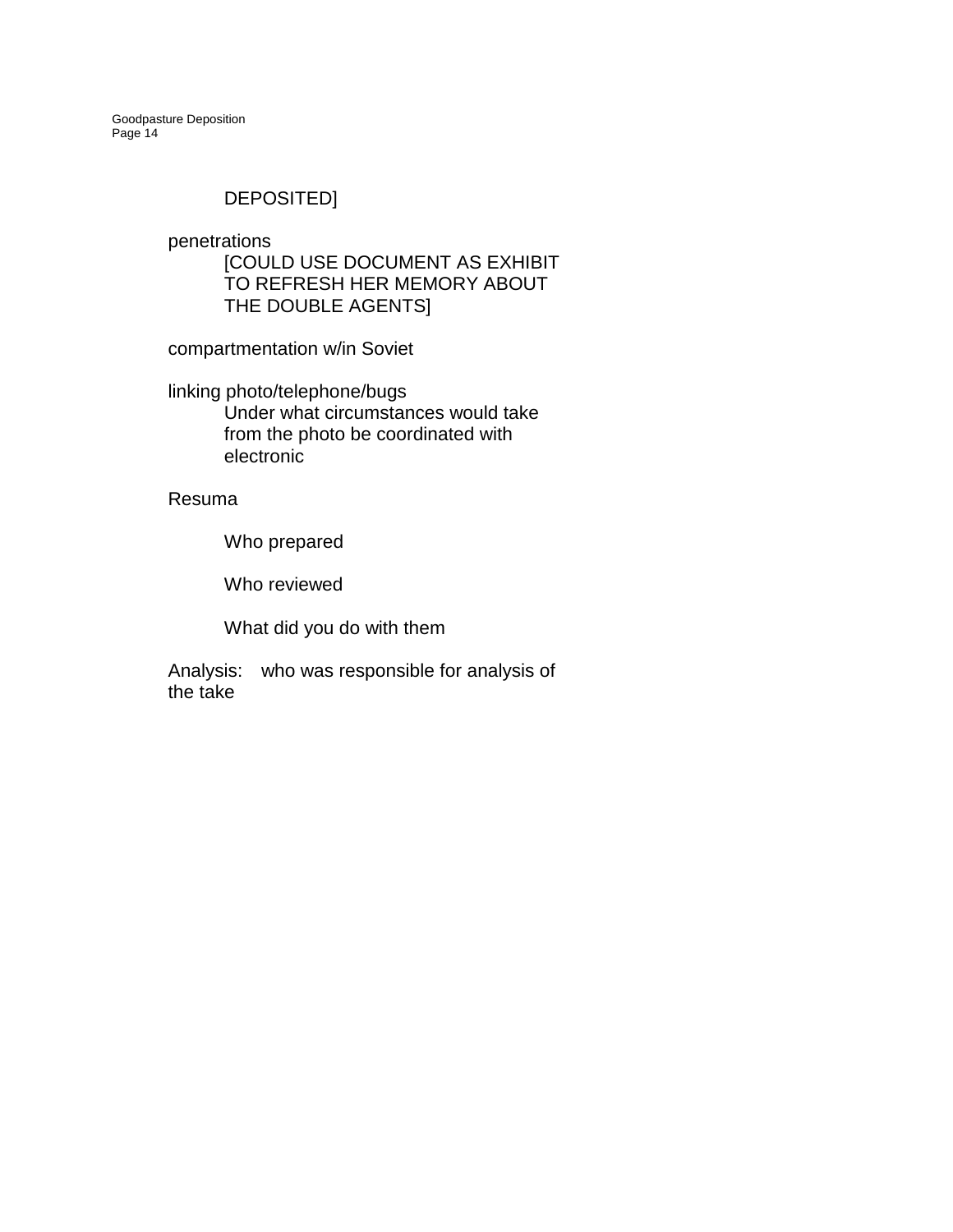DEPOSITED]

penetrations

[COULD USE DOCUMENT AS EXHIBIT TO REFRESH HER MEMORY ABOUT THE DOUBLE AGENTS]

compartmentation w/in Soviet

linking photo/telephone/bugs

Under what circumstances would take from the photo be coordinated with electronic

Resuma

Who prepared

Who reviewed

What did you do with them

Analysis: who was responsible for analysis of the take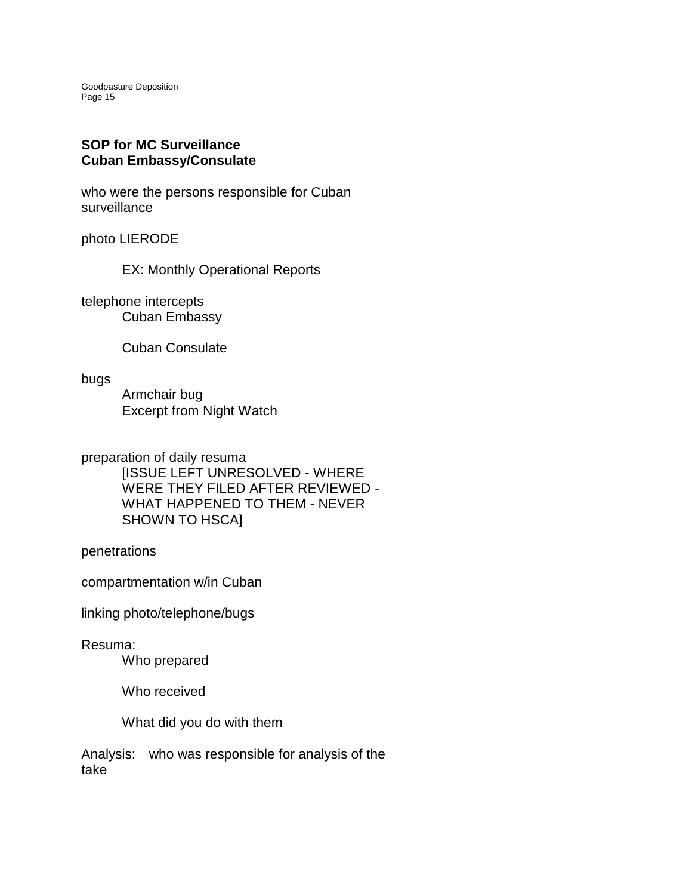**SOP for MC Surveillance**
**Cuban Embassy/Consulate**

who were the persons responsible for Cuban surveillance

photo LIERODE

> EX: Monthly Operational Reports

telephone intercepts

> Cuban Embassy
>
> Cuban Consulate

bugs

> Armchair bug
> Excerpt from Night Watch

preparation of daily resuma

> [ISSUE LEFT UNRESOLVED - WHERE WERE THEY FILED AFTER REVIEWED - WHAT HAPPENED TO THEM - NEVER SHOWN TO HSCA]

penetrations

compartmentation w/in Cuban

linking photo/telephone/bugs

Resuma:

> Who prepared
>
> Who received
>
> What did you do with them

Analysis: who was responsible for analysis of the take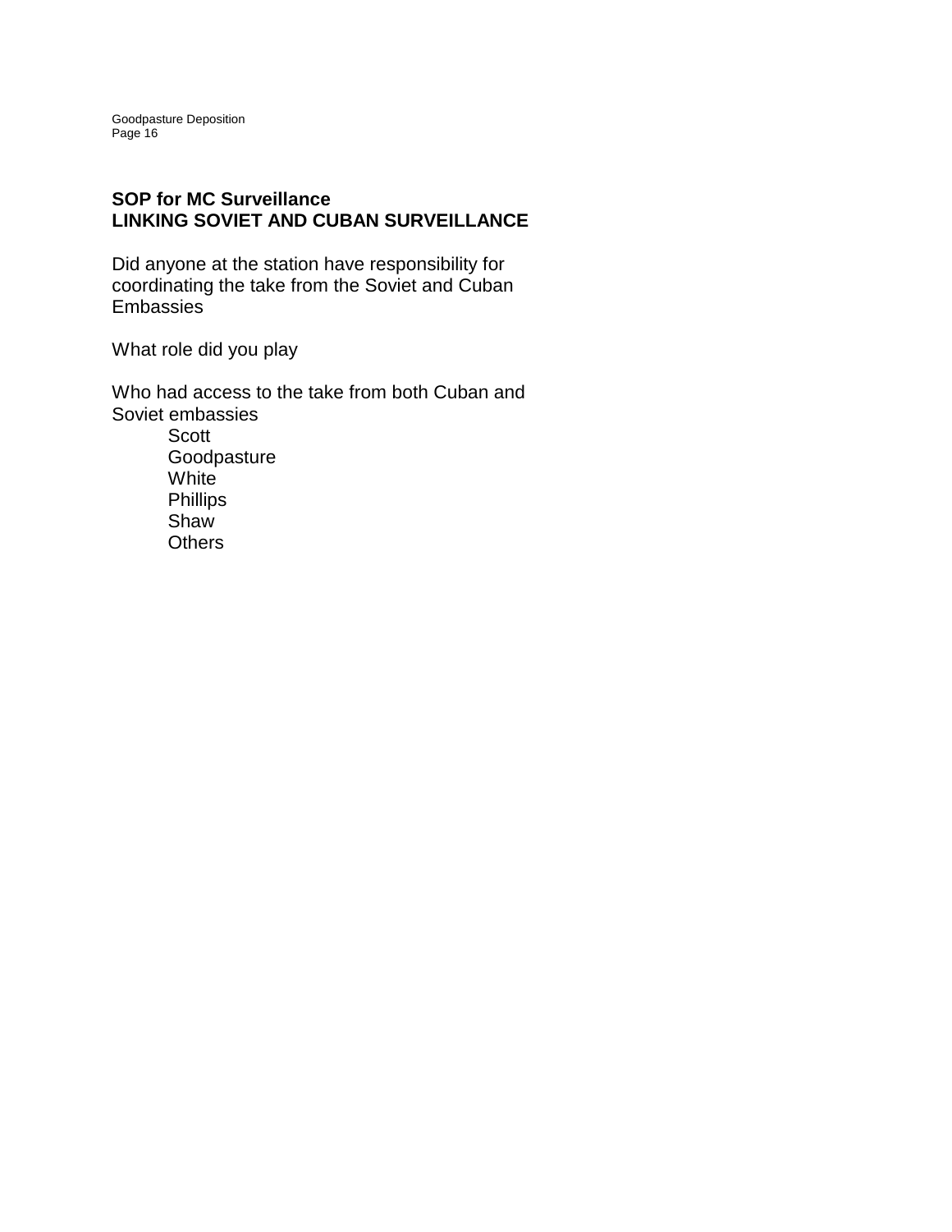**SOP for MC Surveillance**
**LINKING SOVIET AND CUBAN SURVEILLANCE**

Did anyone at the station have responsibility for coordinating the take from the Soviet and Cuban Embassies

What role did you play

Who had access to the take from both Cuban and Soviet embassies

- Scott
- Goodpasture
- White
- Phillips
- Shaw
- Others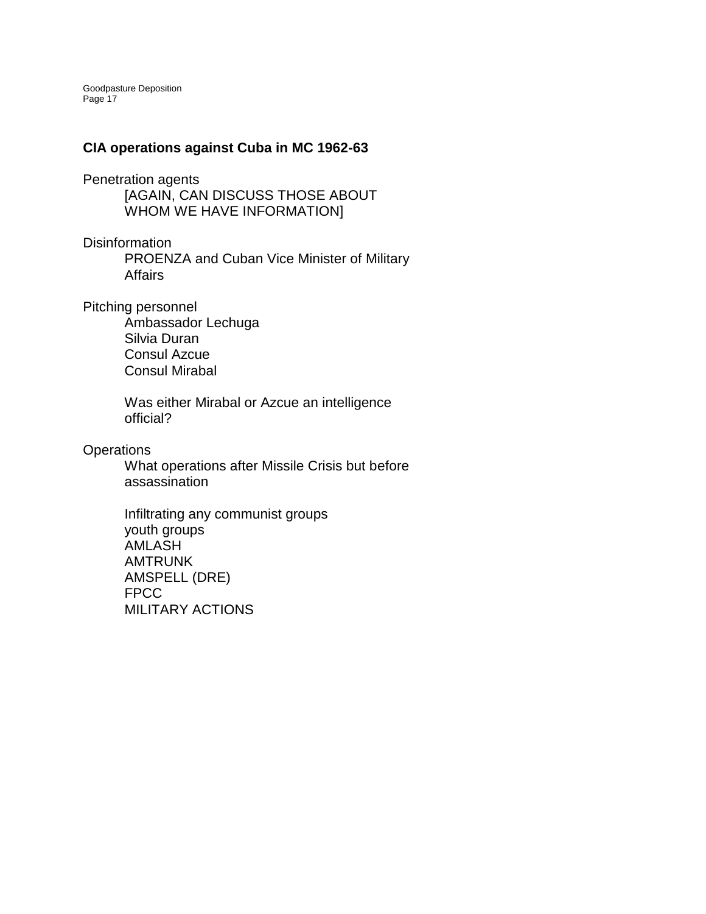**CIA operations against Cuba in MC 1962-63**

Penetration agents

[AGAIN, CAN DISCUSS THOSE ABOUT WHOM WE HAVE INFORMATION]

Disinformation

PROENZA and Cuban Vice Minister of Military Affairs

Pitching personnel

Ambassador Lechuga
Silvia Duran
Consul Azcue
Consul Mirabal

Was either Mirabal or Azcue an intelligence official?

Operations

What operations after Missile Crisis but before assassination

Infiltrating any communist groups
youth groups
AMLASH
AMTRUNK
AMSPELL (DRE)
FPCC
MILITARY ACTIONS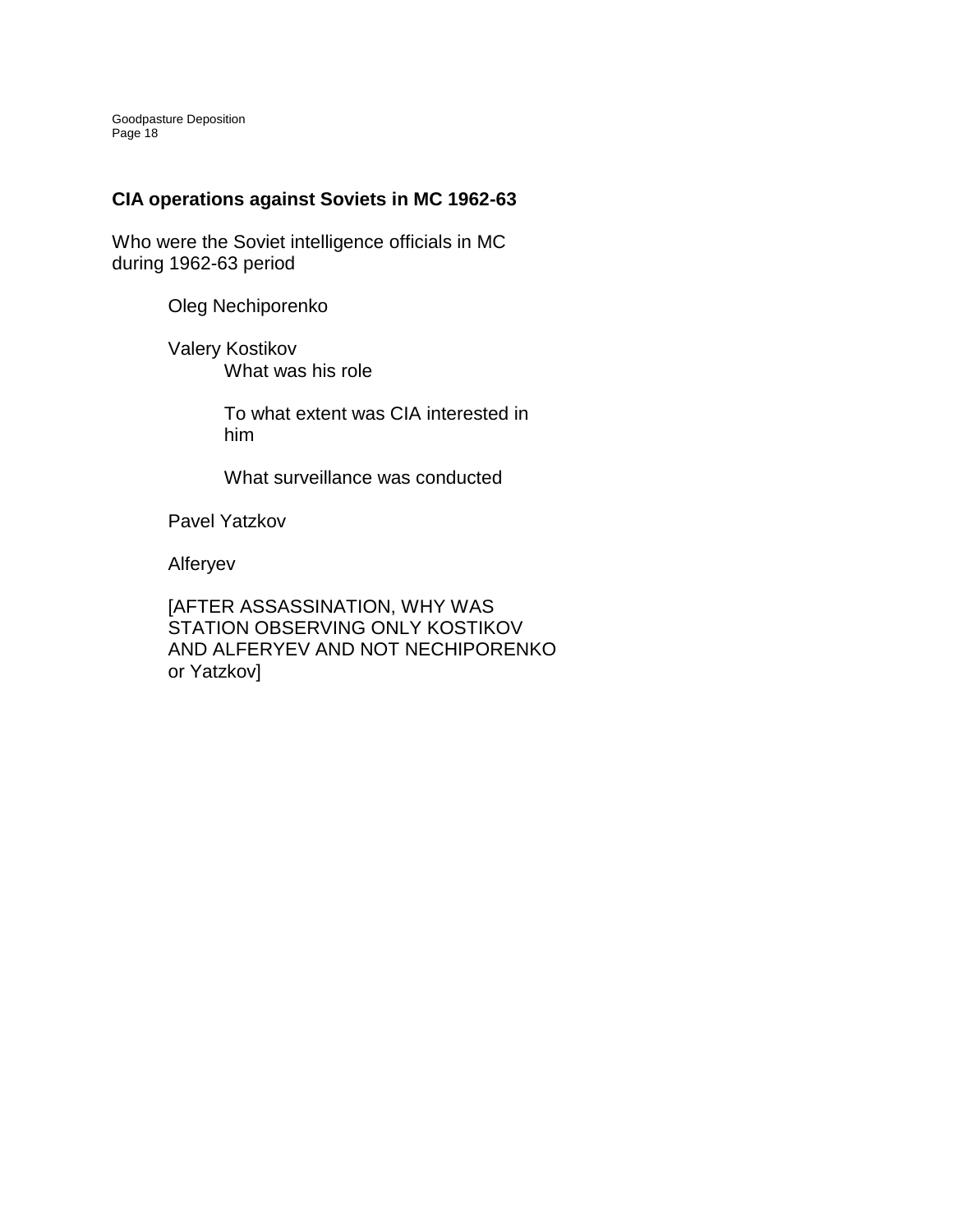**CIA operations against Soviets in MC 1962-63**

Who were the Soviet intelligence officials in MC during 1962-63 period

- Oleg Nechiporenko
- Valery Kostikov
  - What was his role
  - To what extent was CIA interested in him
  - What surveillance was conducted
- Pavel Yatzkov
- Alferyev
- [AFTER ASSASSINATION, WHY WAS STATION OBSERVING ONLY KOSTIKOV AND ALFERYEV AND NOT NECHIPORENKO or Yatzkov]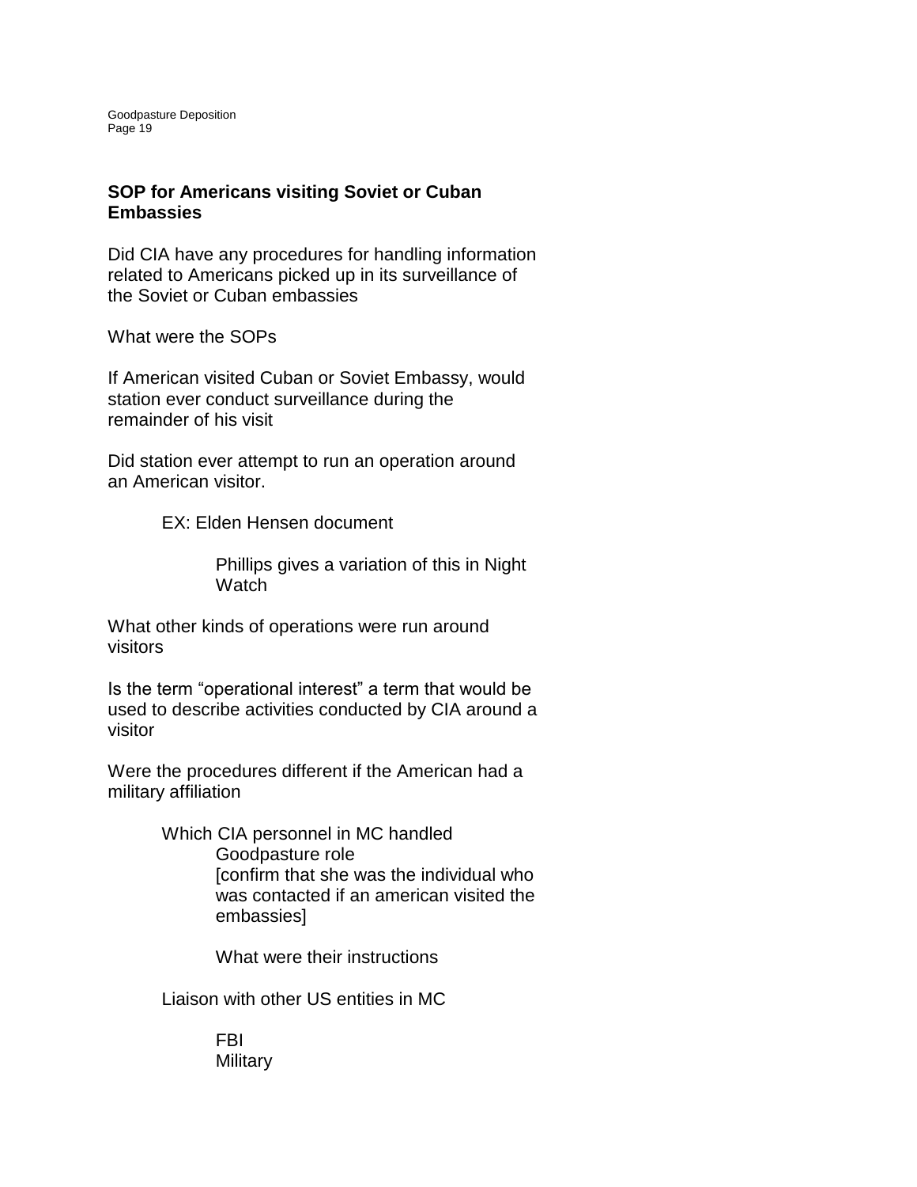## SOP for Americans visiting Soviet or Cuban Embassies

Did CIA have any procedures for handling information related to Americans picked up in its surveillance of the Soviet or Cuban embassies

What were the SOPs

If American visited Cuban or Soviet Embassy, would station ever conduct surveillance during the remainder of his visit

Did station ever attempt to run an operation around an American visitor.

> EX: Elden Hensen document
>
> > Phillips gives a variation of this in Night Watch

What other kinds of operations were run around visitors

Is the term "operational interest" a term that would be used to describe activities conducted by CIA around a visitor

Were the procedures different if the American had a military affiliation

- Which CIA personnel in MC handled
  - Goodpasture role
    [confirm that she was the individual who was contacted if an american visited the embassies]
  - What were their instructions
- Liaison with other US entities in MC
  - FBI
  - Military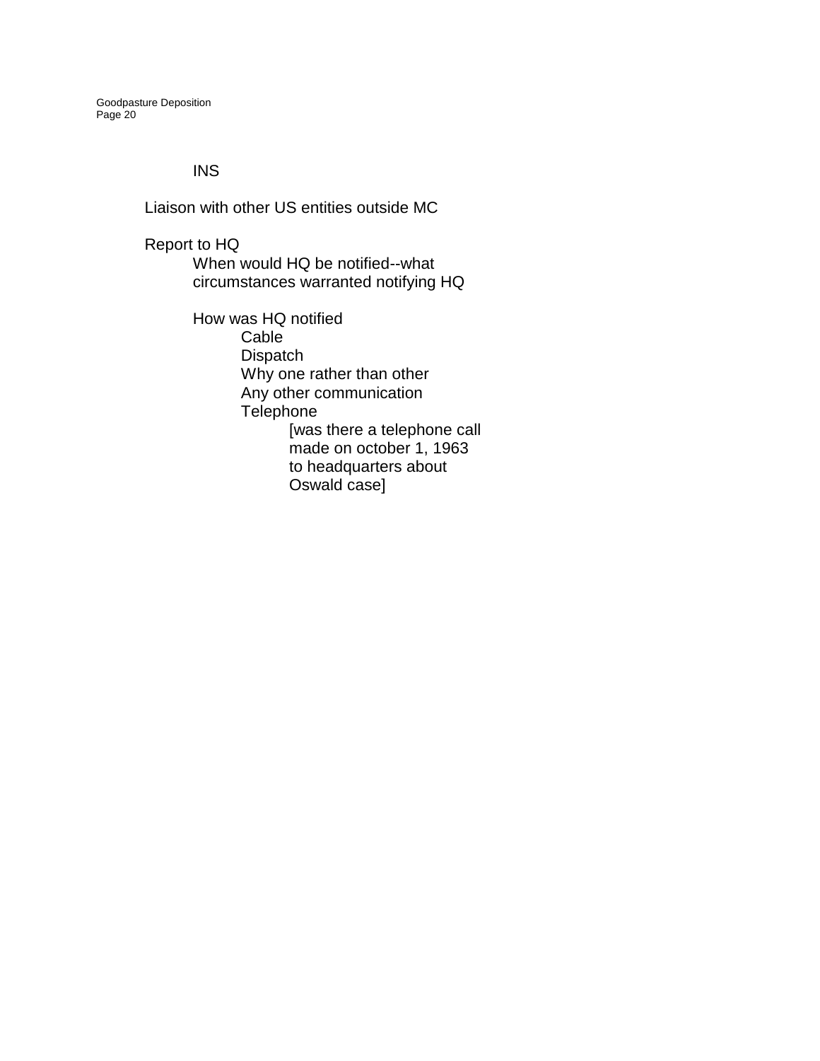- INS

Liaison with other US entities outside MC

Report to HQ

- When would HQ be notified--what circumstances warranted notifying HQ

- How was HQ notified
    - Cable
    - Dispatch
    - Why one rather than other
    - Any other communication
    - Telephone
        - [was there a telephone call made on october 1, 1963 to headquarters about Oswald case]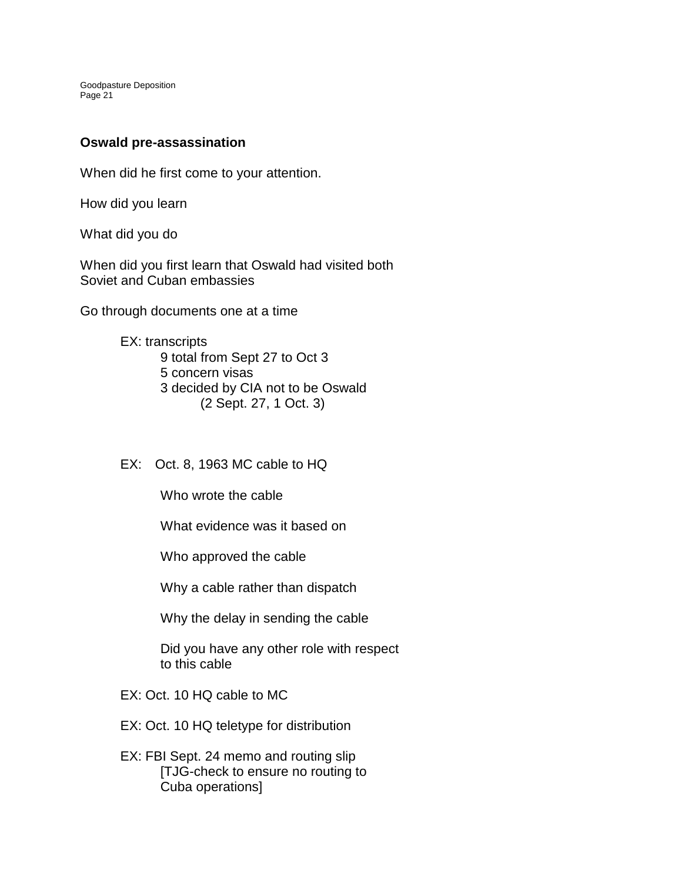**Oswald pre-assassination**

When did he first come to your attention.

How did you learn

What did you do

When did you first learn that Oswald had visited both Soviet and Cuban embassies

Go through documents one at a time

- EX: transcripts
  - 9 total from Sept 27 to Oct 3
  - 5 concern visas
  - 3 decided by CIA not to be Oswald
    - (2 Sept. 27, 1 Oct. 3)

- EX: Oct. 8, 1963 MC cable to HQ

  - Who wrote the cable

  - What evidence was it based on

  - Who approved the cable

  - Why a cable rather than dispatch

  - Why the delay in sending the cable

  - Did you have any other role with respect to this cable

- EX: Oct. 10 HQ cable to MC

- EX: Oct. 10 HQ teletype for distribution

- EX: FBI Sept. 24 memo and routing slip
  - [TJG-check to ensure no routing to Cuba operations]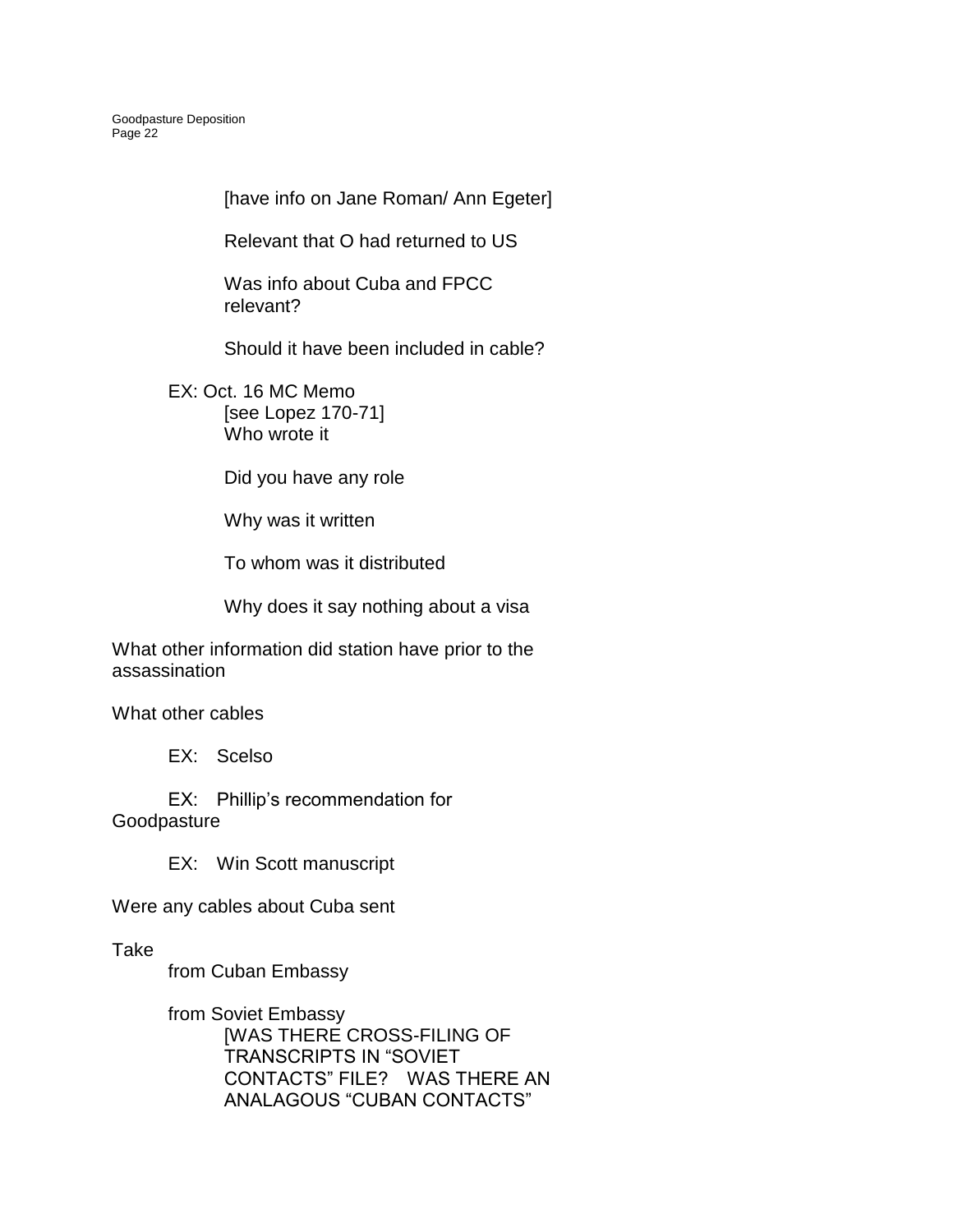[have info on Jane Roman/ Ann Egeter]

Relevant that O had returned to US

Was info about Cuba and FPCC relevant?

Should it have been included in cable?

EX: Oct. 16 MC Memo
[see Lopez 170-71]
Who wrote it

Did you have any role

Why was it written

To whom was it distributed

Why does it say nothing about a visa

What other information did station have prior to the assassination

What other cables

EX: Scelso

EX: Phillip's recommendation for Goodpasture

EX: Win Scott manuscript

Were any cables about Cuba sent

Take
from Cuban Embassy

from Soviet Embassy
[WAS THERE CROSS-FILING OF TRANSCRIPTS IN "SOVIET CONTACTS" FILE? WAS THERE AN ANALAGOUS "CUBAN CONTACTS"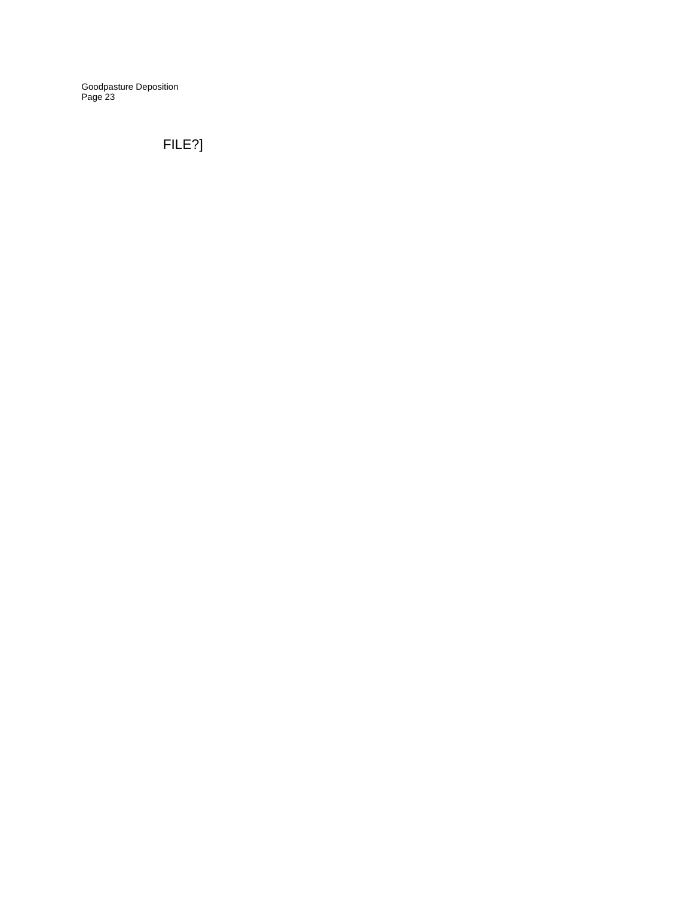FILE?]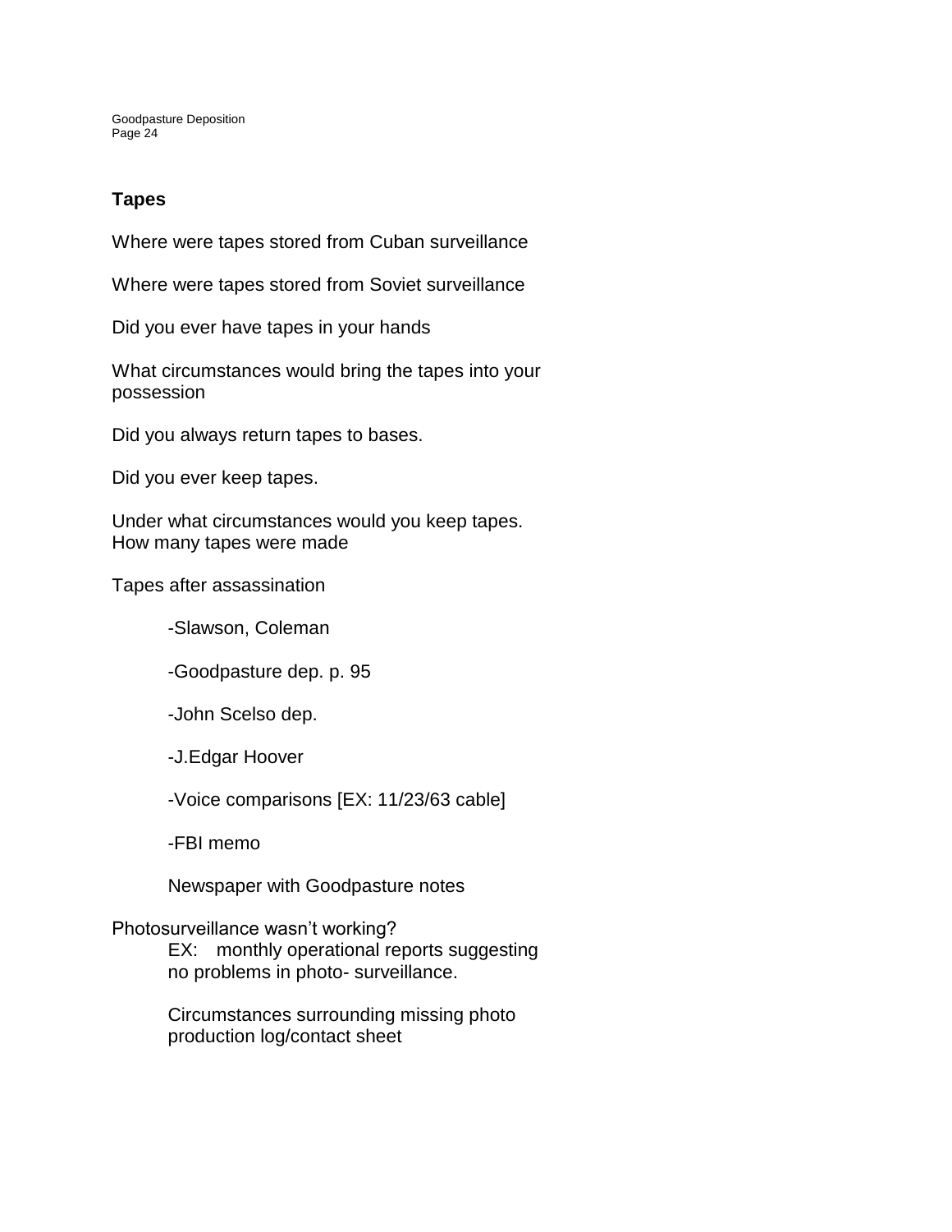**Tapes**

Where were tapes stored from Cuban surveillance

Where were tapes stored from Soviet surveillance

Did you ever have tapes in your hands

What circumstances would bring the tapes into your possession

Did you always return tapes to bases.

Did you ever keep tapes.

Under what circumstances would you keep tapes.
How many tapes were made

Tapes after assassination

- -Slawson, Coleman
- -Goodpasture dep. p. 95
- -John Scelso dep.
- -J.Edgar Hoover
- -Voice comparisons [EX: 11/23/63 cable]
- -FBI memo
- Newspaper with Goodpasture notes

Photosurveillance wasn't working?

EX: monthly operational reports suggesting no problems in photo- surveillance.

Circumstances surrounding missing photo production log/contact sheet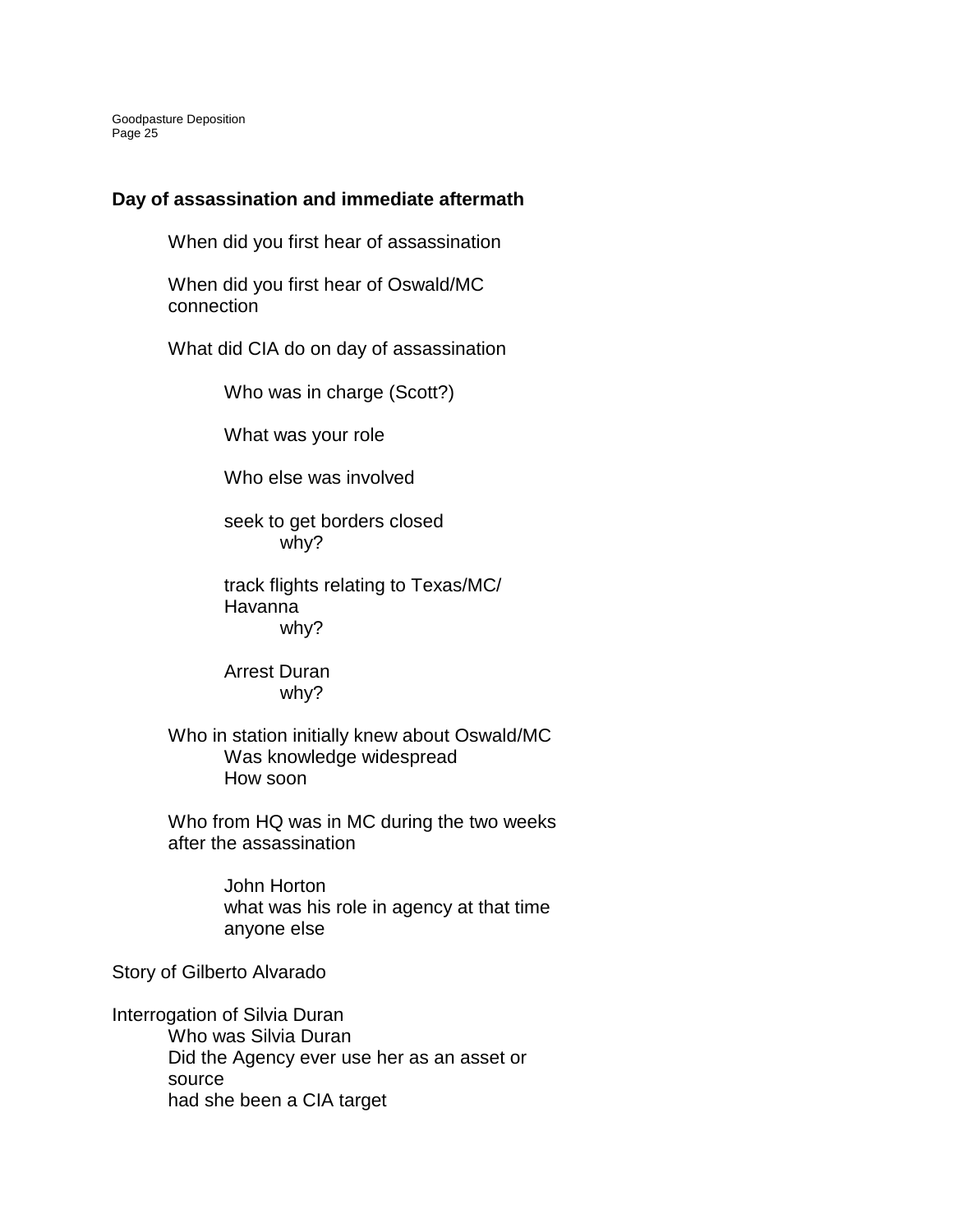## Day of assassination and immediate aftermath

- When did you first hear of assassination
- When did you first hear of Oswald/MC connection
- What did CIA do on day of assassination
  - Who was in charge (Scott?)
  - What was your role
  - Who else was involved
  - seek to get borders closed
    - why?
  - track flights relating to Texas/MC/ Havanna
    - why?
  - Arrest Duran
    - why?
- Who in station initially knew about Oswald/MC
  - Was knowledge widespread
  - How soon
- Who from HQ was in MC during the two weeks after the assassination
  - John Horton
  - what was his role in agency at that time
  - anyone else

Story of Gilberto Alvarado

Interrogation of Silvia Duran

- Who was Silvia Duran
- Did the Agency ever use her as an asset or source
- had she been a CIA target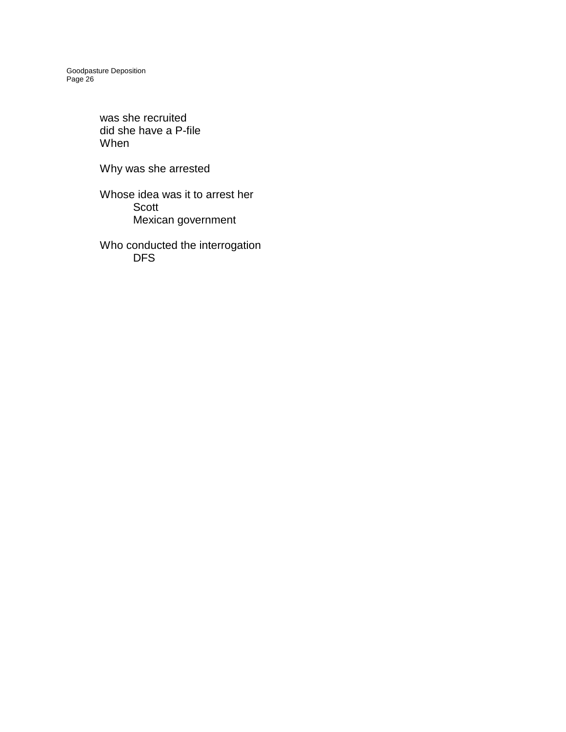was she recruited
did she have a P-file
When

Why was she arrested

Whose idea was it to arrest her

- Scott
- Mexican government

Who conducted the interrogation

- DFS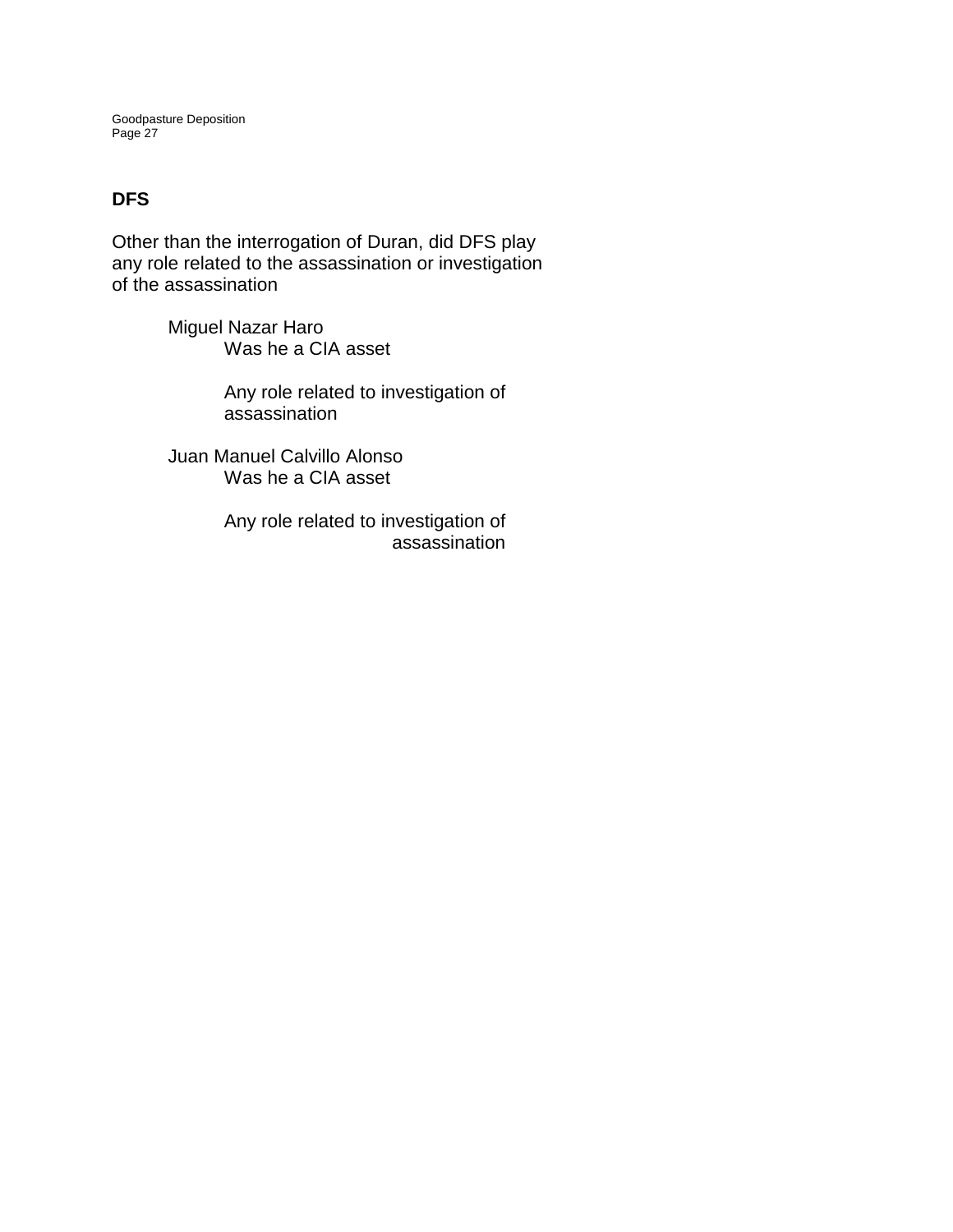## DFS

Other than the interrogation of Duran, did DFS play any role related to the assassination or investigation of the assassination

- Miguel Nazar Haro
  - Was he a CIA asset
  - Any role related to investigation of assassination
- Juan Manuel Calvillo Alonso
  - Was he a CIA asset
  - Any role related to investigation of assassination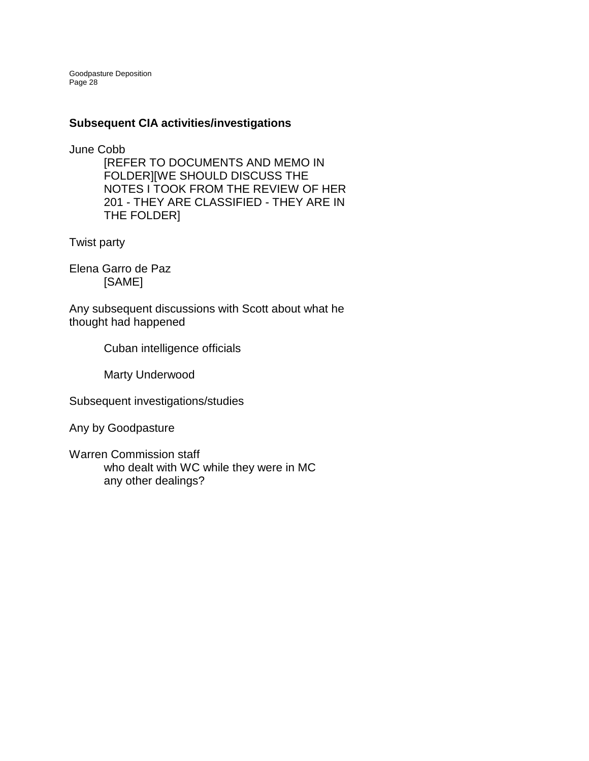## Subsequent CIA activities/investigations

June Cobb

> [REFER TO DOCUMENTS AND MEMO IN FOLDER][WE SHOULD DISCUSS THE NOTES I TOOK FROM THE REVIEW OF HER 201 - THEY ARE CLASSIFIED - THEY ARE IN THE FOLDER]

Twist party

Elena Garro de Paz

> [SAME]

Any subsequent discussions with Scott about what he thought had happened

> Cuban intelligence officials
>
> Marty Underwood

Subsequent investigations/studies

Any by Goodpasture

Warren Commission staff

> who dealt with WC while they were in MC
> any other dealings?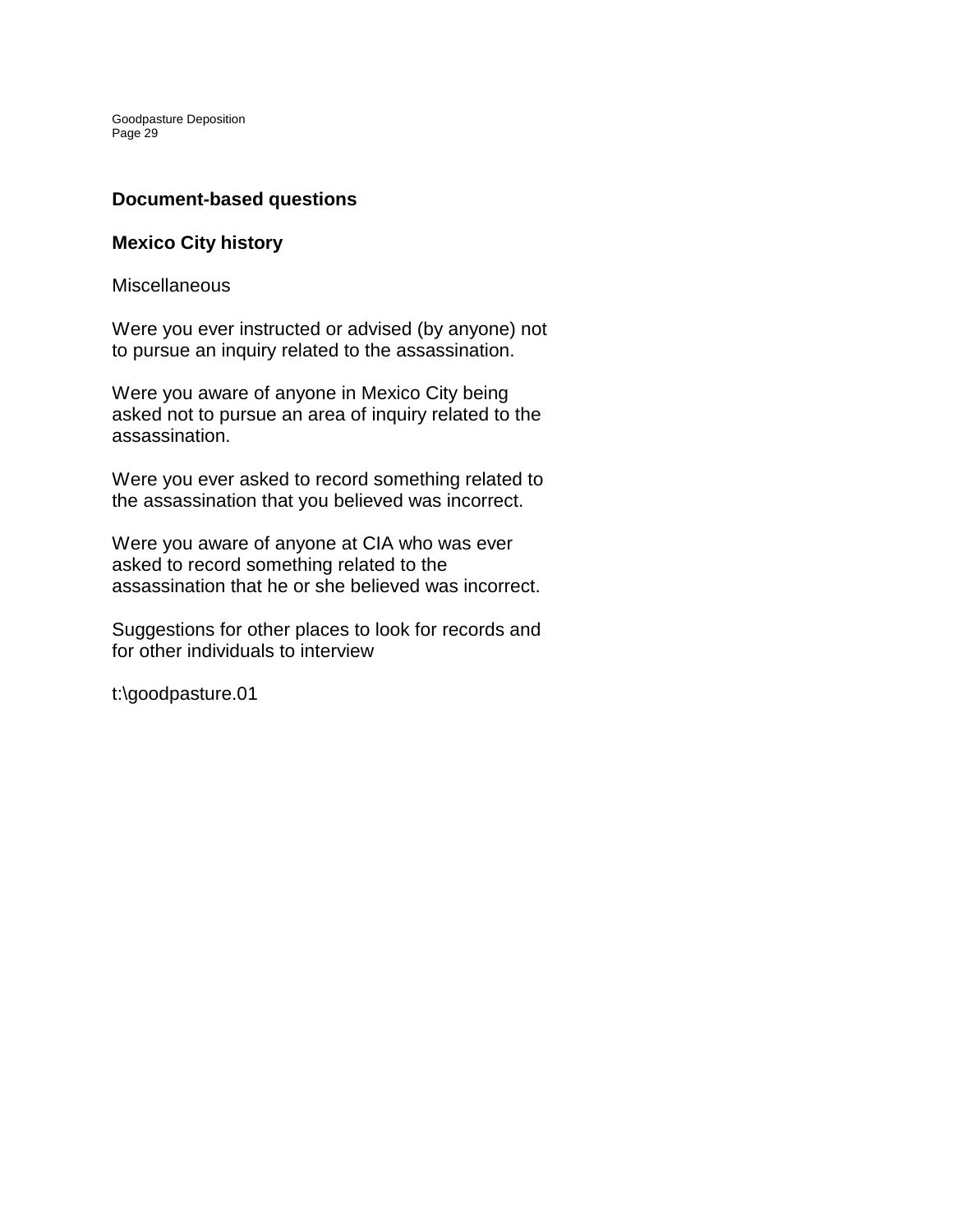## Document-based questions

## Mexico City history

Miscellaneous

Were you ever instructed or advised (by anyone) not to pursue an inquiry related to the assassination.

Were you aware of anyone in Mexico City being asked not to pursue an area of inquiry related to the assassination.

Were you ever asked to record something related to the assassination that you believed was incorrect.

Were you aware of anyone at CIA who was ever asked to record something related to the assassination that he or she believed was incorrect.

Suggestions for other places to look for records and for other individuals to interview

t:\goodpasture.01